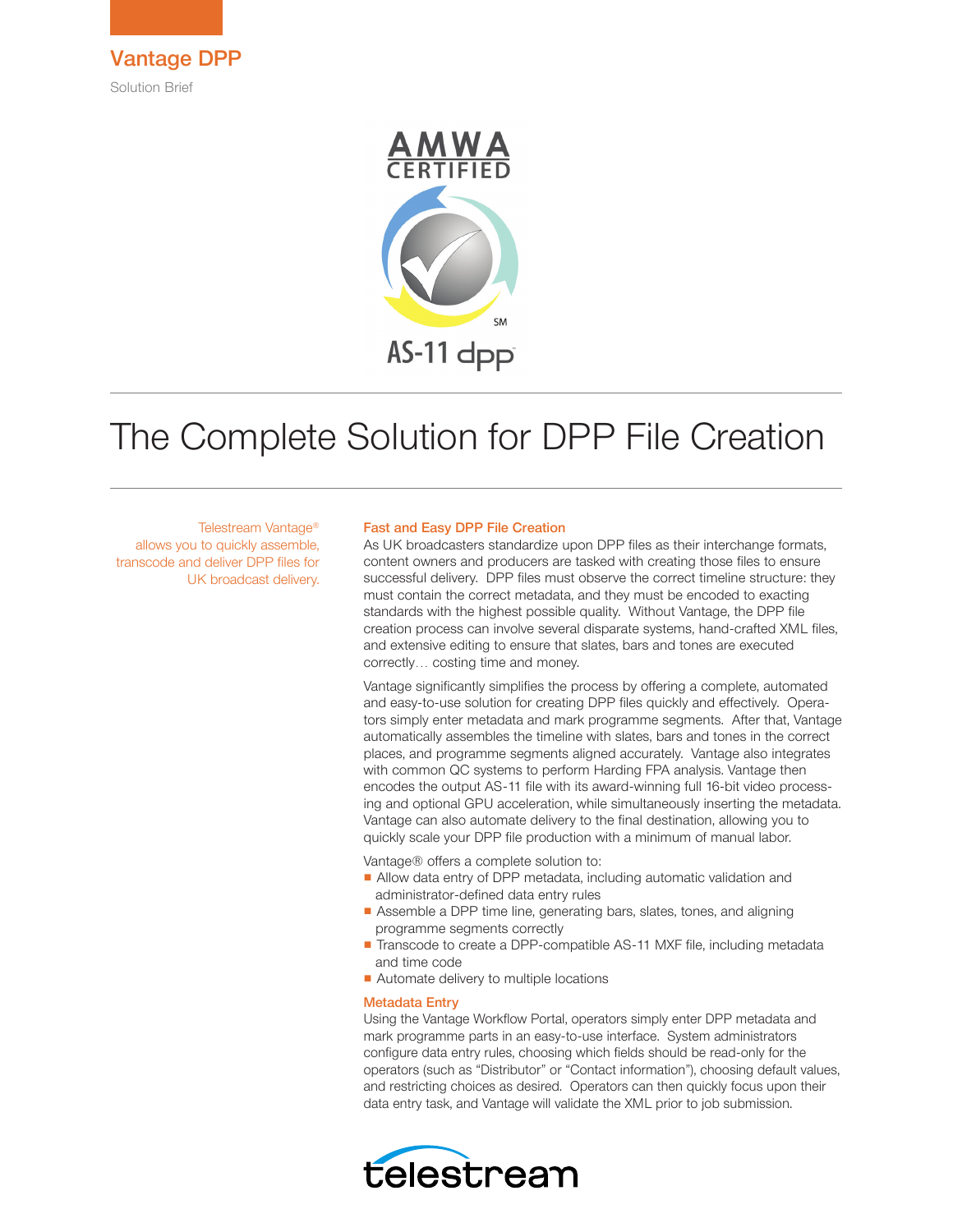# Vantage DPP

Solution Brief

AMWA CERTIFIED

AS-11 dpp

# The Complete Solution for DPP File Creation

Telestream Vantage® allows you to quickly assemble, transcode and deliver DPP files for UK broadcast delivery.

### Fast and Easy DPP File Creation

As UK broadcasters standardize upon DPP files as their interchange formats, content owners and producers are tasked with creating those files to ensure successful delivery. DPP files must observe the correct timeline structure: they must contain the correct metadata, and they must be encoded to exacting standards with the highest possible quality. Without Vantage, the DPP file creation process can involve several disparate systems, hand-crafted XML files, and extensive editing to ensure that slates, bars and tones are executed correctly… costing time and money.

Vantage significantly simplifies the process by offering a complete, automated and easy-to-use solution for creating DPP files quickly and effectively. Operators simply enter metadata and mark programme segments. After that, Vantage automatically assembles the timeline with slates, bars and tones in the correct places, and programme segments aligned accurately. Vantage also integrates with common QC systems to perform Harding FPA analysis. Vantage then encodes the output AS-11 file with its award-winning full 16-bit video processing and optional GPU acceleration, while simultaneously inserting the metadata. Vantage can also automate delivery to the final destination, allowing you to quickly scale your DPP file production with a minimum of manual labor.

Vantage® offers a complete solution to:

- Allow data entry of DPP metadata, including automatic validation and administrator-defined data entry rules
- Assemble a DPP time line, generating bars, slates, tones, and aligning programme segments correctly
- Transcode to create a DPP-compatible AS-11 MXF file, including metadata and time code
- Automate delivery to multiple locations

### Metadata Entry

Using the Vantage Workflow Portal, operators simply enter DPP metadata and mark programme parts in an easy-to-use interface. System administrators configure data entry rules, choosing which fields should be read-only for the operators (such as "Distributor" or "Contact information"), choosing default values, and restricting choices as desired. Operators can then quickly focus upon their data entry task, and Vantage will validate the XML prior to job submission.

telestream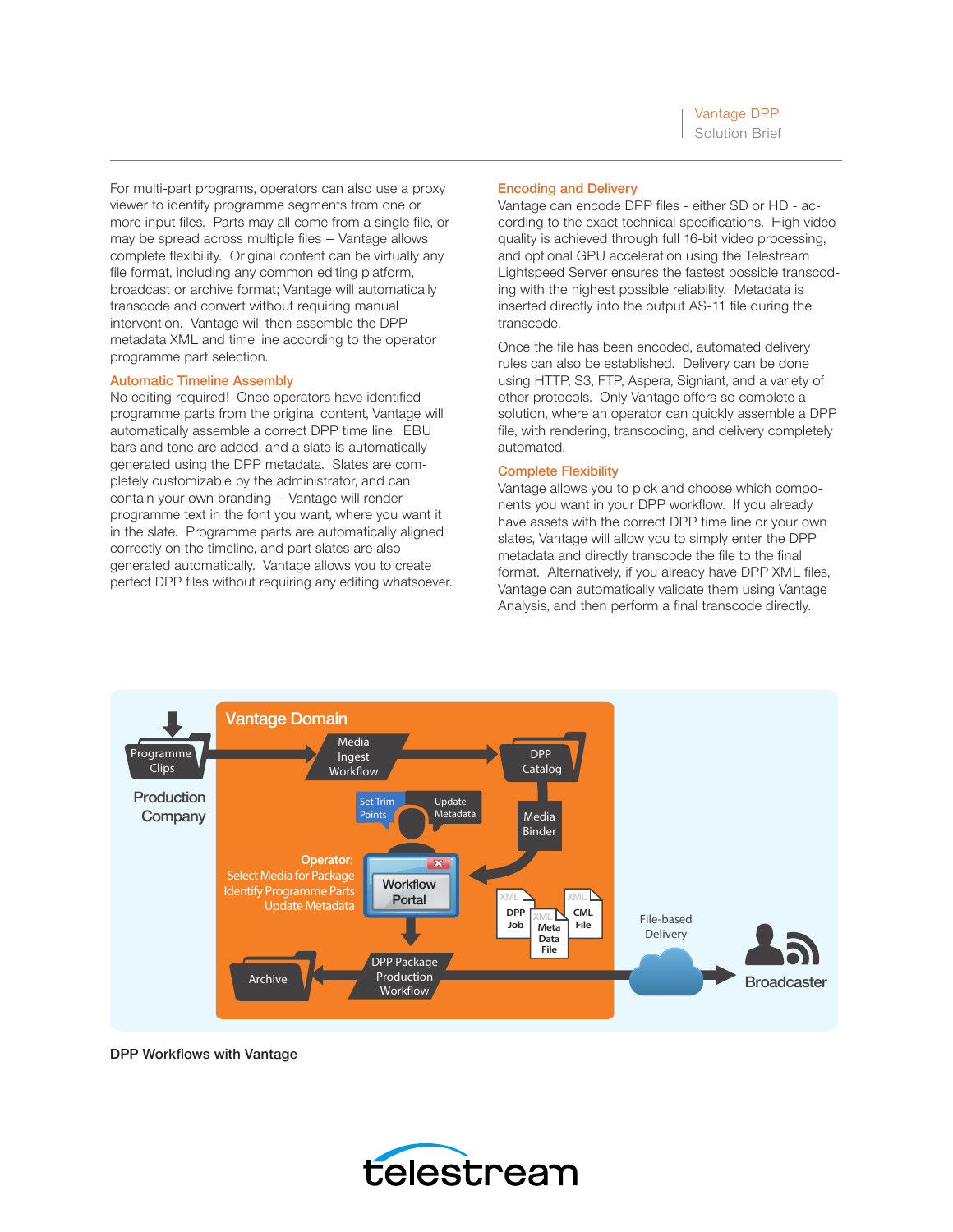For multi-part programs, operators can also use a proxy viewer to identify programme segments from one or more input files. Parts may all come from a single file, or may be spread across multiple files – Vantage allows complete flexibility. Original content can be virtually any file format, including any common editing platform, broadcast or archive format; Vantage will automatically transcode and convert without requiring manual intervention. Vantage will then assemble the DPP metadata XML and time line according to the operator programme part selection.

## Automatic Timeline Assembly

No editing required! Once operators have identified programme parts from the original content, Vantage will automatically assemble a correct DPP time line. EBU bars and tone are added, and a slate is automatically generated using the DPP metadata. Slates are completely customizable by the administrator, and can contain your own branding – Vantage will render programme text in the font you want, where you want it in the slate. Programme parts are automatically aligned correctly on the timeline, and part slates are also generated automatically. Vantage allows you to create perfect DPP files without requiring any editing whatsoever.

## Encoding and Delivery

Vantage can encode DPP files - either SD or HD - according to the exact technical specifications. High video quality is achieved through full 16-bit video processing, and optional GPU acceleration using the Telestream Lightspeed Server ensures the fastest possible transcoding with the highest possible reliability. Metadata is inserted directly into the output AS-11 file during the transcode.

Once the file has been encoded, automated delivery rules can also be established. Delivery can be done using HTTP, S3, FTP, Aspera, Signiant, and a variety of other protocols. Only Vantage offers so complete a solution, where an operator can quickly assemble a DPP file, with rendering, transcoding, and delivery completely automated.

## Complete Flexibility

Vantage allows you to pick and choose which components you want in your DPP workflow. If you already have assets with the correct DPP time line or your own slates, Vantage will allow you to simply enter the DPP metadata and directly transcode the file to the final format. Alternatively, if you already have DPP XML files, Vantage can automatically validate them using Vantage Analysis, and then perform a final transcode directly.

Vantage Domain

Programme Clips

Production Company

Media Ingest Workflow

DPP Catalog

Set Trim Points

Update Metadata

Media Binder

**Operator**: Select Media for Package Identify Programme Parts Update Metadata

Workflow Portal

DPP Job

Meta Data File

CML File

File-based Delivery

Broadcaster

Archive

DPP Package Production Workflow

**DPP Workflows with Vantage**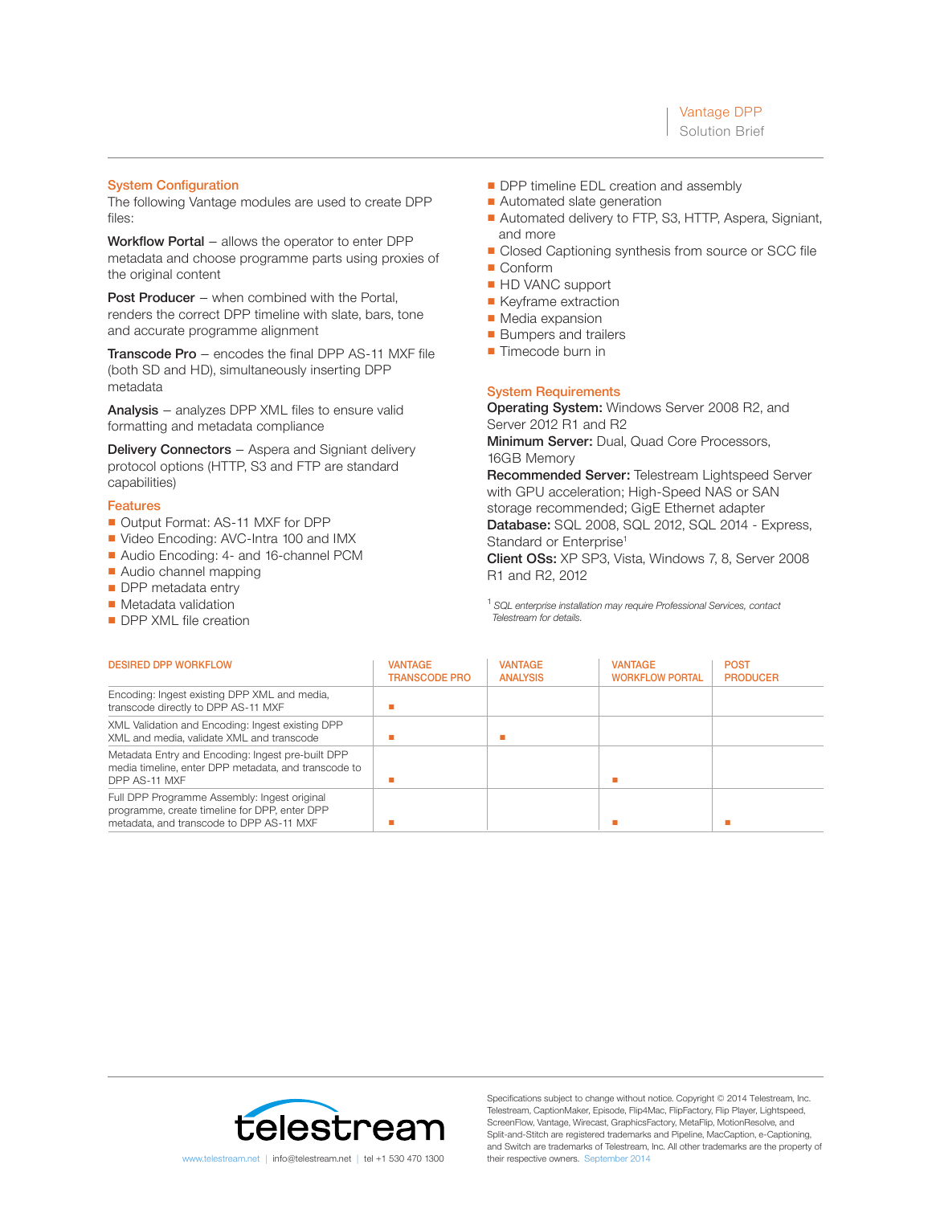## System Configuration

The following Vantage modules are used to create DPP files:

**Workflow Portal** – allows the operator to enter DPP metadata and choose programme parts using proxies of the original content

**Post Producer** – when combined with the Portal, renders the correct DPP timeline with slate, bars, tone and accurate programme alignment

**Transcode Pro** – encodes the final DPP AS-11 MXF file (both SD and HD), simultaneously inserting DPP metadata

**Analysis** – analyzes DPP XML files to ensure valid formatting and metadata compliance

**Delivery Connectors** – Aspera and Signiant delivery protocol options (HTTP, S3 and FTP are standard capabilities)

## Features

- Output Format: AS-11 MXF for DPP
- Video Encoding: AVC-Intra 100 and IMX
- Audio Encoding: 4- and 16-channel PCM
- Audio channel mapping
- DPP metadata entry
- Metadata validation
- DPP XML file creation
- DPP timeline EDL creation and assembly
- Automated slate generation
- Automated delivery to FTP, S3, HTTP, Aspera, Signiant, and more
- Closed Captioning synthesis from source or SCC file
- Conform
- HD VANC support
- Keyframe extraction
- Media expansion
- Bumpers and trailers
- Timecode burn in

## System Requirements

**Operating System:** Windows Server 2008 R2, and Server 2012 R1 and R2

**Minimum Server:** Dual, Quad Core Processors, 16GB Memory

**Recommended Server:** Telestream Lightspeed Server with GPU acceleration; High-Speed NAS or SAN storage recommended; GigE Ethernet adapter

**Database:** SQL 2008, SQL 2012, SQL 2014 - Express, Standard or Enterprise[1]

**Client OSs:** XP SP3, Vista, Windows 7, 8, Server 2008 R1 and R2, 2012

[1] *SQL enterprise installation may require Professional Services, contact Telestream for details.*

| DESIRED DPP WORKFLOW | VANTAGE TRANSCODE PRO | VANTAGE ANALYSIS | VANTAGE WORKFLOW PORTAL | POST PRODUCER |
|---|---|---|---|---|
| Encoding: Ingest existing DPP XML and media, transcode directly to DPP AS-11 MXF | ■ | | | |
| XML Validation and Encoding: Ingest existing DPP XML and media, validate XML and transcode | ■ | ■ | | |
| Metadata Entry and Encoding: Ingest pre-built DPP media timeline, enter DPP metadata, and transcode to DPP AS-11 MXF | ■ | | ■ | |
| Full DPP Programme Assembly: Ingest original programme, create timeline for DPP, enter DPP metadata, and transcode to DPP AS-11 MXF | ■ | | ■ | ■ |

telestream

www.telestream.net | info@telestream.net | tel +1 530 470 1300

Specifications subject to change without notice. Copyright © 2014 Telestream, Inc. Telestream, CaptionMaker, Episode, Flip4Mac, FlipFactory, Flip Player, Lightspeed, ScreenFlow, Vantage, Wirecast, GraphicsFactory, MetaFlip, MotionResolve, and Split-and-Stitch are registered trademarks and Pipeline, MacCaption, e-Captioning, and Switch are trademarks of Telestream, Inc. All other trademarks are the property of their respective owners. September 2014